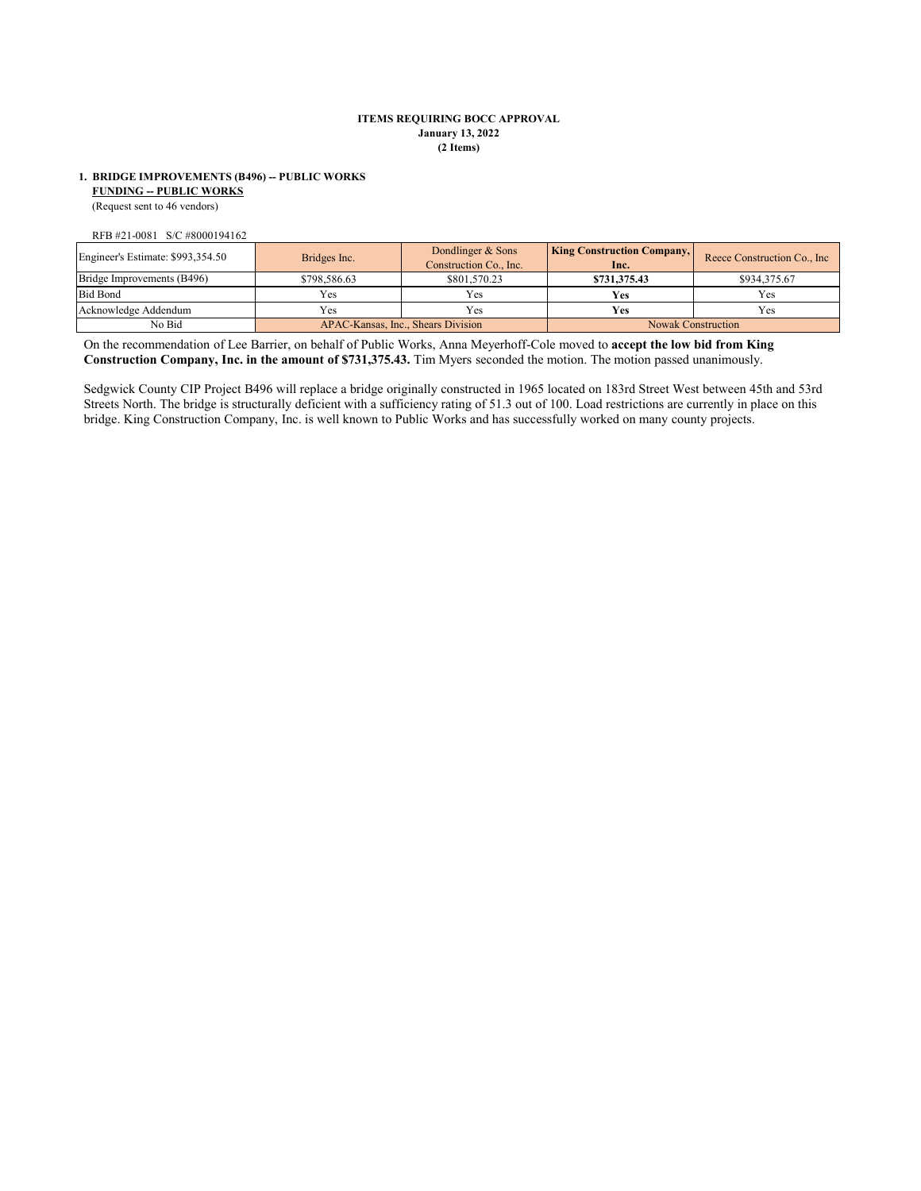**ITEMS REQUIRING BOCC APPROVAL**
**January 13, 2022**
**(2 Items)**

**1. BRIDGE IMPROVEMENTS (B496) -- PUBLIC WORKS**
**FUNDING -- PUBLIC WORKS**
(Request sent to 46 vendors)

RFB #21-0081 S/C #8000194162

| Engineer's Estimate: $993,354.50 | Bridges Inc. | Dondlinger & Sons Construction Co., Inc. | **King Construction Company, Inc.** | Reece Construction Co., Inc |
|---|---|---|---|---|
| Bridge Improvements (B496) | $798,586.63 | $801,570.23 | **$731,375.43** | $934,375.67 |
| Bid Bond | Yes | Yes | **Yes** | Yes |
| Acknowledge Addendum | Yes | Yes | **Yes** | Yes |
| No Bid | APAC-Kansas, Inc., Shears Division | | Nowak Construction | |

On the recommendation of Lee Barrier, on behalf of Public Works, Anna Meyerhoff-Cole moved to **accept the low bid from King Construction Company, Inc. in the amount of $731,375.43.** Tim Myers seconded the motion. The motion passed unanimously.

Sedgwick County CIP Project B496 will replace a bridge originally constructed in 1965 located on 183rd Street West between 45th and 53rd Streets North. The bridge is structurally deficient with a sufficiency rating of 51.3 out of 100. Load restrictions are currently in place on this bridge. King Construction Company, Inc. is well known to Public Works and has successfully worked on many county projects.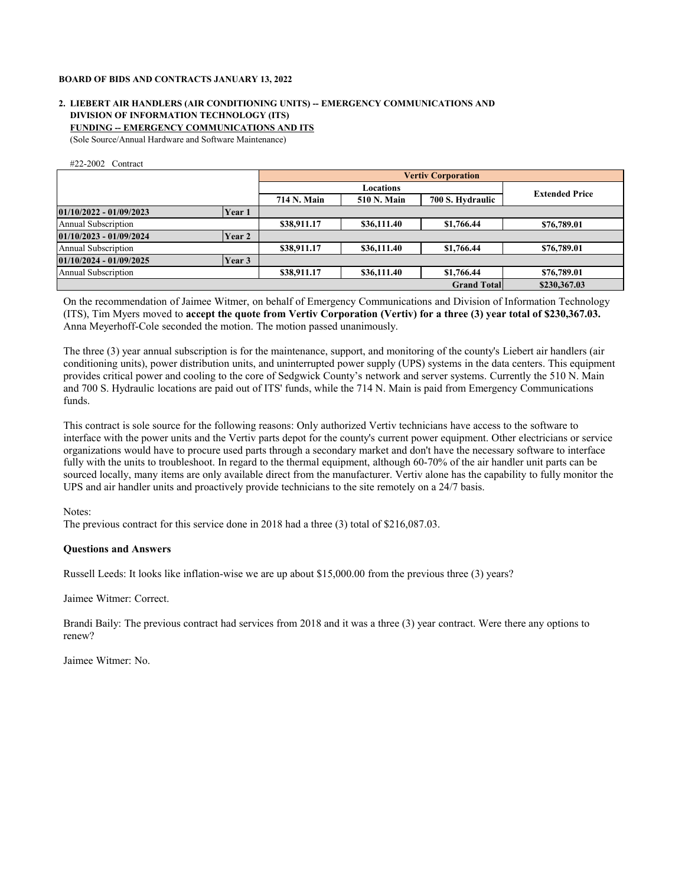**BOARD OF BIDS AND CONTRACTS JANUARY 13, 2022**

**2. LIEBERT AIR HANDLERS (AIR CONDITIONING UNITS) -- EMERGENCY COMMUNICATIONS AND DIVISION OF INFORMATION TECHNOLOGY (ITS)**
**<u>FUNDING -- EMERGENCY COMMUNICATIONS AND ITS</u>**
(Sole Source/Annual Hardware and Software Maintenance)

#22-2002 Contract

| | | Vertiv Corporation | | | |
|---|---|---|---|---|---|
| | | Locations | | | Extended Price |
| | | 714 N. Main | 510 N. Main | 700 S. Hydraulic | |
| **01/10/2022 - 01/09/2023** | **Year 1** | | | | |
| Annual Subscription | | $38,911.17 | $36,111.40 | $1,766.44 | $76,789.01 |
| **01/10/2023 - 01/09/2024** | **Year 2** | | | | |
| Annual Subscription | | $38,911.17 | $36,111.40 | $1,766.44 | $76,789.01 |
| **01/10/2024 - 01/09/2025** | **Year 3** | | | | |
| Annual Subscription | | $38,911.17 | $36,111.40 | $1,766.44 | $76,789.01 |
| | | | | **Grand Total** | **$230,367.03** |

On the recommendation of Jaimee Witmer, on behalf of Emergency Communications and Division of Information Technology (ITS), Tim Myers moved to **accept the quote from Vertiv Corporation (Vertiv) for a three (3) year total of $230,367.03.** Anna Meyerhoff-Cole seconded the motion. The motion passed unanimously.

The three (3) year annual subscription is for the maintenance, support, and monitoring of the county's Liebert air handlers (air conditioning units), power distribution units, and uninterrupted power supply (UPS) systems in the data centers. This equipment provides critical power and cooling to the core of Sedgwick County's network and server systems. Currently the 510 N. Main and 700 S. Hydraulic locations are paid out of ITS' funds, while the 714 N. Main is paid from Emergency Communications funds.

This contract is sole source for the following reasons: Only authorized Vertiv technicians have access to the software to interface with the power units and the Vertiv parts depot for the county's current power equipment. Other electricians or service organizations would have to procure used parts through a secondary market and don't have the necessary software to interface fully with the units to troubleshoot. In regard to the thermal equipment, although 60-70% of the air handler unit parts can be sourced locally, many items are only available direct from the manufacturer. Vertiv alone has the capability to fully monitor the UPS and air handler units and proactively provide technicians to the site remotely on a 24/7 basis.

Notes:
The previous contract for this service done in 2018 had a three (3) total of $216,087.03.

**Questions and Answers**

Russell Leeds: It looks like inflation-wise we are up about $15,000.00 from the previous three (3) years?

Jaimee Witmer: Correct.

Brandi Baily: The previous contract had services from 2018 and it was a three (3) year contract. Were there any options to renew?

Jaimee Witmer: No.